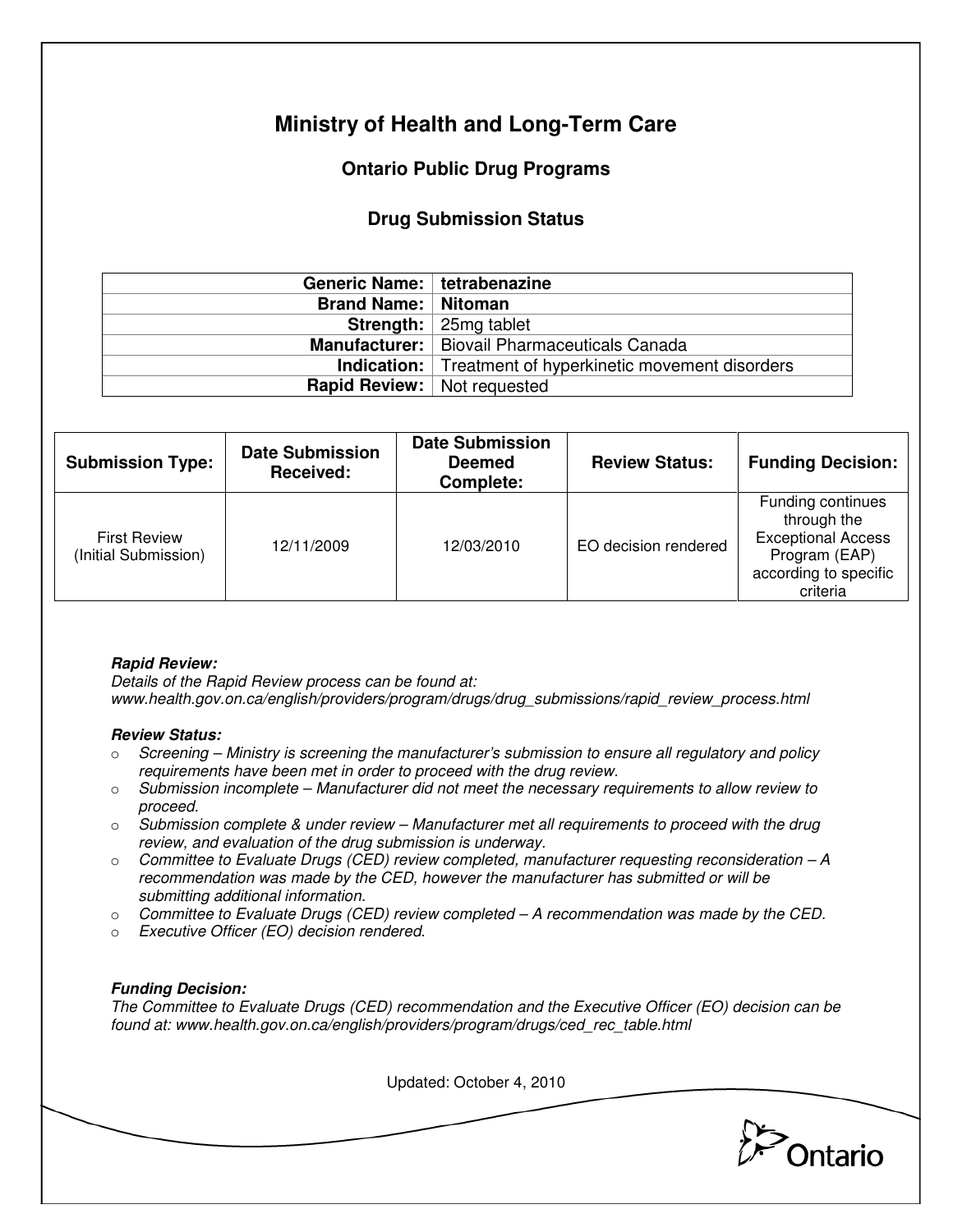# Ministry of Health and Long-Term Care

## Ontario Public Drug Programs

### Drug Submission Status

| | |
|---|---|
| **Generic Name:** | **tetrabenazine** |
| **Brand Name:** | **Nitoman** |
| **Strength:** | 25mg tablet |
| **Manufacturer:** | Biovail Pharmaceuticals Canada |
| **Indication:** | Treatment of hyperkinetic movement disorders |
| **Rapid Review:** | Not requested |

| Submission Type: | Date Submission Received: | Date Submission Deemed Complete: | Review Status: | Funding Decision: |
|---|---|---|---|---|
| First Review (Initial Submission) | 12/11/2009 | 12/03/2010 | EO decision rendered | Funding continues through the Exceptional Access Program (EAP) according to specific criteria |

***Rapid Review:***
*Details of the Rapid Review process can be found at:*
*www.health.gov.on.ca/english/providers/program/drugs/drug_submissions/rapid_review_process.html*

***Review Status:***

- *Screening – Ministry is screening the manufacturer's submission to ensure all regulatory and policy requirements have been met in order to proceed with the drug review.*
- *Submission incomplete – Manufacturer did not meet the necessary requirements to allow review to proceed.*
- *Submission complete & under review – Manufacturer met all requirements to proceed with the drug review, and evaluation of the drug submission is underway.*
- *Committee to Evaluate Drugs (CED) review completed, manufacturer requesting reconsideration – A recommendation was made by the CED, however the manufacturer has submitted or will be submitting additional information.*
- *Committee to Evaluate Drugs (CED) review completed – A recommendation was made by the CED.*
- *Executive Officer (EO) decision rendered.*

***Funding Decision:***
*The Committee to Evaluate Drugs (CED) recommendation and the Executive Officer (EO) decision can be found at: www.health.gov.on.ca/english/providers/program/drugs/ced_rec_table.html*

Updated: October 4, 2010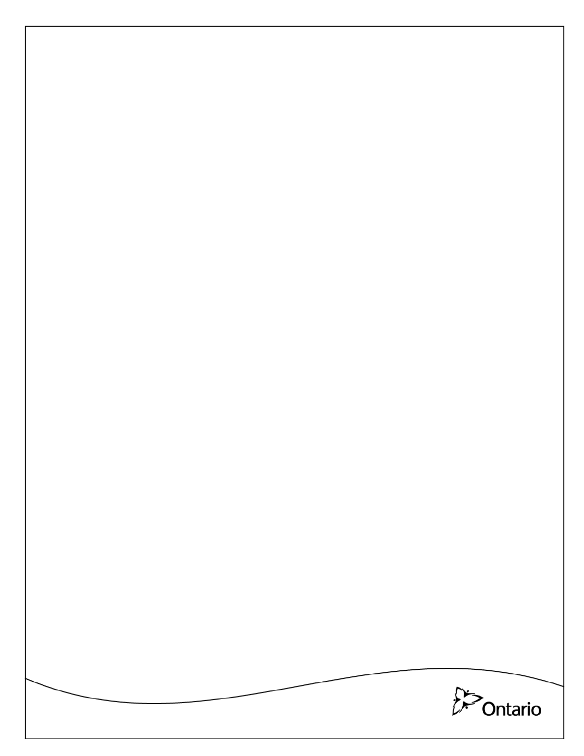Ontario